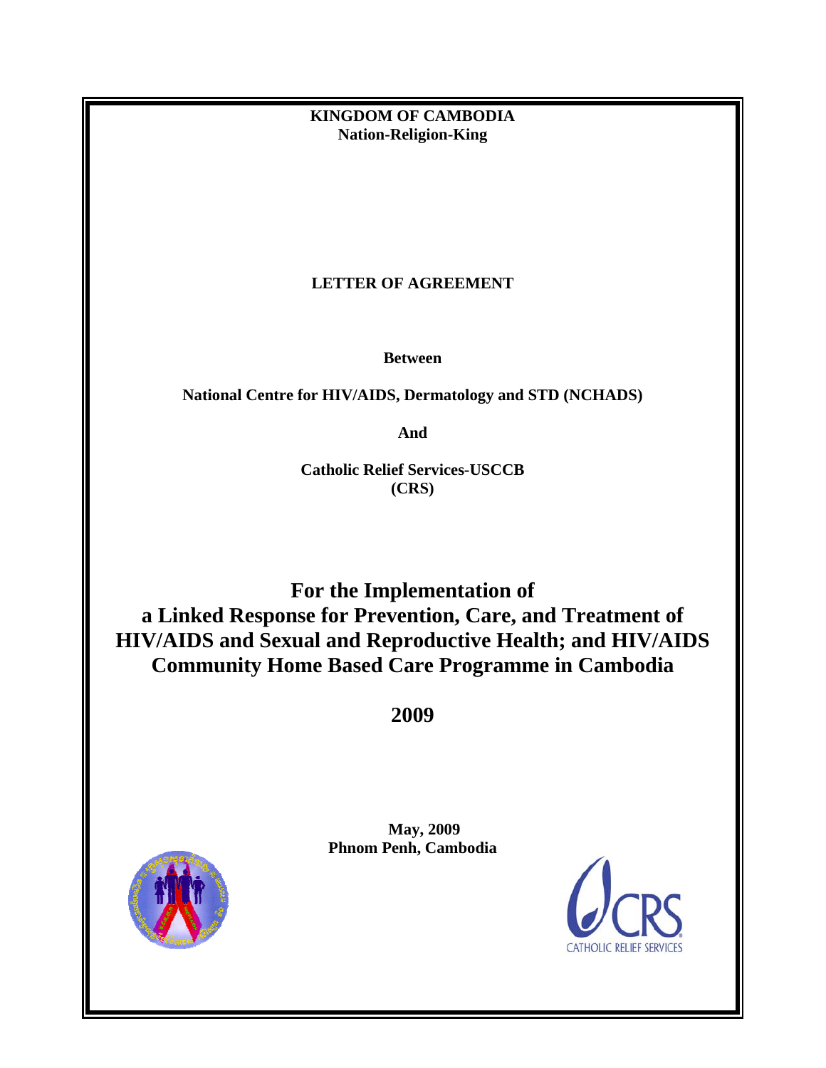**KINGDOM OF CAMBODIA**
**Nation-Religion-King**

**LETTER OF AGREEMENT**

**Between**

**National Centre for HIV/AIDS, Dermatology and STD (NCHADS)**

**And**

**Catholic Relief Services-USCCB**
**(CRS)**

# For the Implementation of a Linked Response for Prevention, Care, and Treatment of HIV/AIDS and Sexual and Reproductive Health; and HIV/AIDS Community Home Based Care Programme in Cambodia

## 2009

**May, 2009**
**Phnom Penh, Cambodia**

CATHOLIC RELIEF SERVICES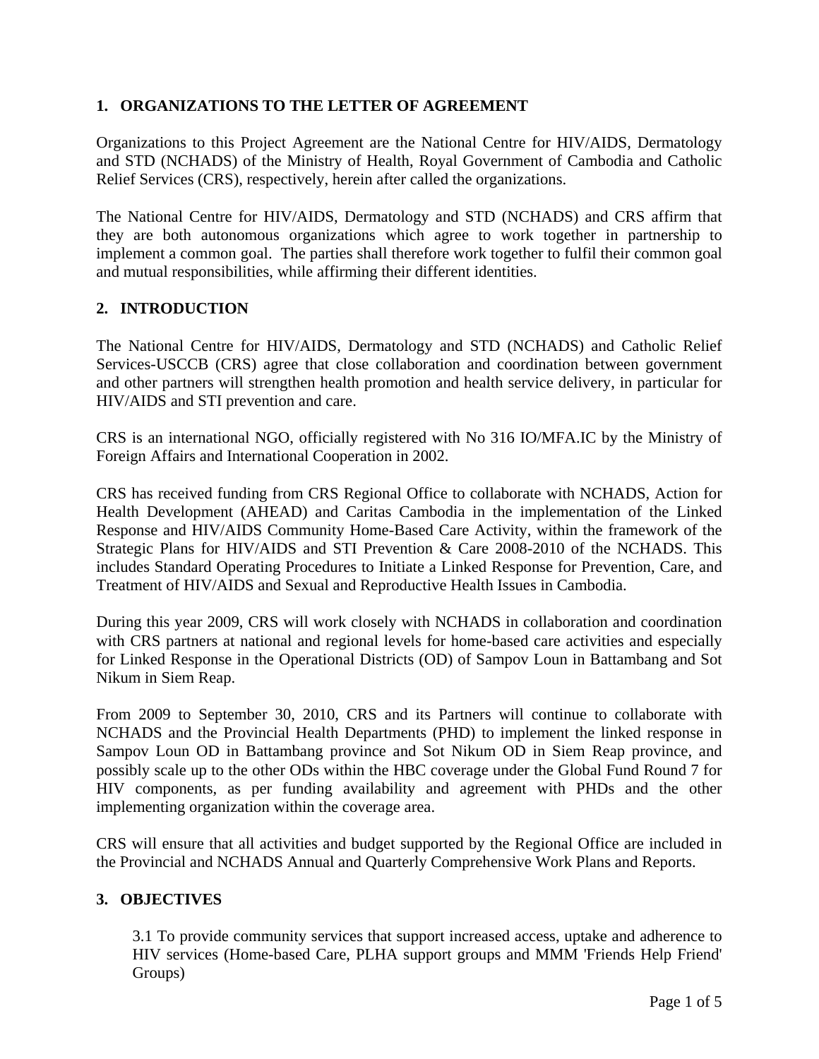## 1. ORGANIZATIONS TO THE LETTER OF AGREEMENT

Organizations to this Project Agreement are the National Centre for HIV/AIDS, Dermatology and STD (NCHADS) of the Ministry of Health, Royal Government of Cambodia and Catholic Relief Services (CRS), respectively, herein after called the organizations.

The National Centre for HIV/AIDS, Dermatology and STD (NCHADS) and CRS affirm that they are both autonomous organizations which agree to work together in partnership to implement a common goal. The parties shall therefore work together to fulfil their common goal and mutual responsibilities, while affirming their different identities.

## 2. INTRODUCTION

The National Centre for HIV/AIDS, Dermatology and STD (NCHADS) and Catholic Relief Services-USCCB (CRS) agree that close collaboration and coordination between government and other partners will strengthen health promotion and health service delivery, in particular for HIV/AIDS and STI prevention and care.

CRS is an international NGO, officially registered with No 316 IO/MFA.IC by the Ministry of Foreign Affairs and International Cooperation in 2002.

CRS has received funding from CRS Regional Office to collaborate with NCHADS, Action for Health Development (AHEAD) and Caritas Cambodia in the implementation of the Linked Response and HIV/AIDS Community Home-Based Care Activity, within the framework of the Strategic Plans for HIV/AIDS and STI Prevention & Care 2008-2010 of the NCHADS. This includes Standard Operating Procedures to Initiate a Linked Response for Prevention, Care, and Treatment of HIV/AIDS and Sexual and Reproductive Health Issues in Cambodia.

During this year 2009, CRS will work closely with NCHADS in collaboration and coordination with CRS partners at national and regional levels for home-based care activities and especially for Linked Response in the Operational Districts (OD) of Sampov Loun in Battambang and Sot Nikum in Siem Reap.

From 2009 to September 30, 2010, CRS and its Partners will continue to collaborate with NCHADS and the Provincial Health Departments (PHD) to implement the linked response in Sampov Loun OD in Battambang province and Sot Nikum OD in Siem Reap province, and possibly scale up to the other ODs within the HBC coverage under the Global Fund Round 7 for HIV components, as per funding availability and agreement with PHDs and the other implementing organization within the coverage area.

CRS will ensure that all activities and budget supported by the Regional Office are included in the Provincial and NCHADS Annual and Quarterly Comprehensive Work Plans and Reports.

## 3. OBJECTIVES

3.1 To provide community services that support increased access, uptake and adherence to HIV services (Home-based Care, PLHA support groups and MMM 'Friends Help Friend' Groups)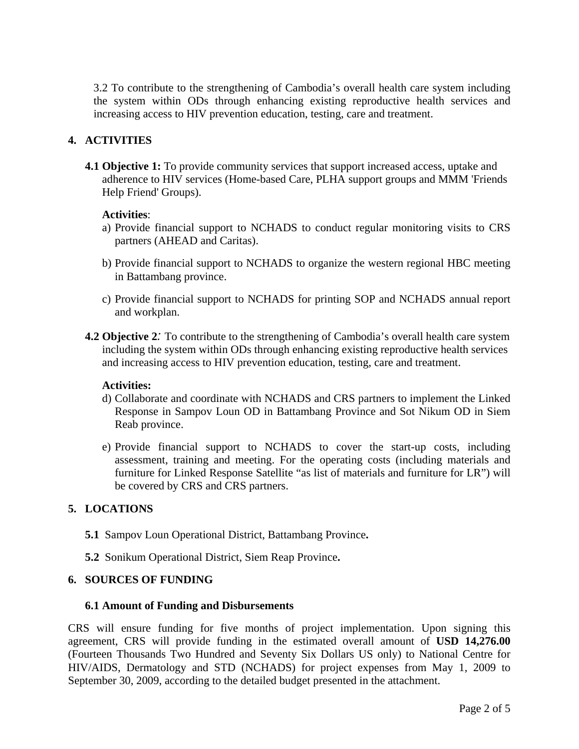3.2 To contribute to the strengthening of Cambodia's overall health care system including the system within ODs through enhancing existing reproductive health services and increasing access to HIV prevention education, testing, care and treatment.

## 4. ACTIVITIES

**4.1 Objective 1:** To provide community services that support increased access, uptake and adherence to HIV services (Home-based Care, PLHA support groups and MMM 'Friends Help Friend' Groups).

**Activities**:

a) Provide financial support to NCHADS to conduct regular monitoring visits to CRS partners (AHEAD and Caritas).

b) Provide financial support to NCHADS to organize the western regional HBC meeting in Battambang province.

c) Provide financial support to NCHADS for printing SOP and NCHADS annual report and workplan.

**4.2 Objective 2***:* To contribute to the strengthening of Cambodia's overall health care system including the system within ODs through enhancing existing reproductive health services and increasing access to HIV prevention education, testing, care and treatment.

**Activities:**

d) Collaborate and coordinate with NCHADS and CRS partners to implement the Linked Response in Sampov Loun OD in Battambang Province and Sot Nikum OD in Siem Reab province.

e) Provide financial support to NCHADS to cover the start-up costs, including assessment, training and meeting. For the operating costs (including materials and furniture for Linked Response Satellite "as list of materials and furniture for LR") will be covered by CRS and CRS partners.

## 5. LOCATIONS

**5.1** Sampov Loun Operational District, Battambang Province**.**

**5.2** Sonikum Operational District, Siem Reap Province**.**

## 6. SOURCES OF FUNDING

### 6.1 Amount of Funding and Disbursements

CRS will ensure funding for five months of project implementation. Upon signing this agreement, CRS will provide funding in the estimated overall amount of **USD 14,276.00** (Fourteen Thousands Two Hundred and Seventy Six Dollars US only) to National Centre for HIV/AIDS, Dermatology and STD (NCHADS) for project expenses from May 1, 2009 to September 30, 2009, according to the detailed budget presented in the attachment.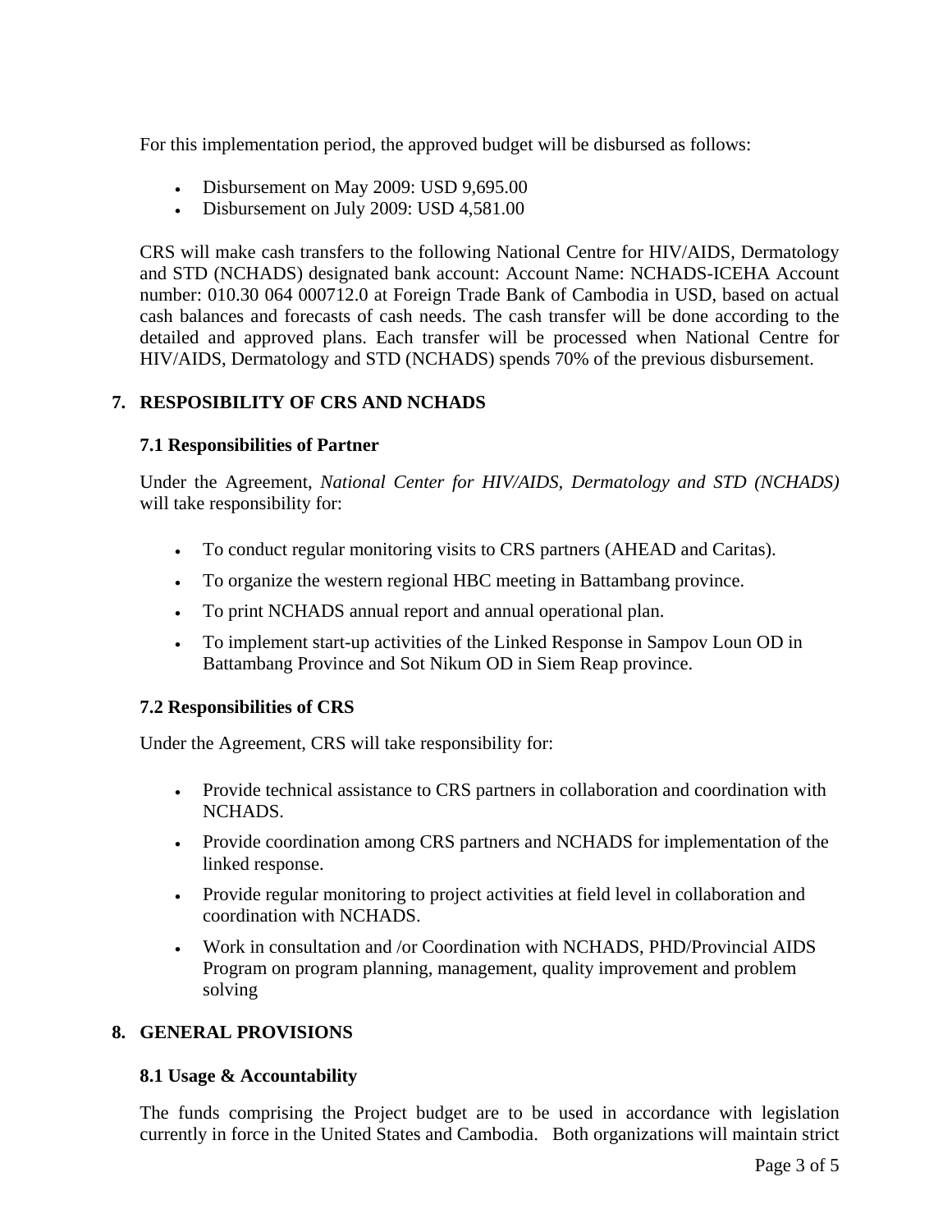For this implementation period, the approved budget will be disbursed as follows:

- Disbursement on May 2009: USD 9,695.00
- Disbursement on July 2009: USD 4,581.00

CRS will make cash transfers to the following National Centre for HIV/AIDS, Dermatology and STD (NCHADS) designated bank account: Account Name: NCHADS-ICEHA Account number: 010.30 064 000712.0 at Foreign Trade Bank of Cambodia in USD, based on actual cash balances and forecasts of cash needs. The cash transfer will be done according to the detailed and approved plans. Each transfer will be processed when National Centre for HIV/AIDS, Dermatology and STD (NCHADS) spends 70% of the previous disbursement.

## 7. RESPOSIBILITY OF CRS AND NCHADS

### 7.1 Responsibilities of Partner

Under the Agreement, *National Center for HIV/AIDS, Dermatology and STD (NCHADS)* will take responsibility for:

- To conduct regular monitoring visits to CRS partners (AHEAD and Caritas).
- To organize the western regional HBC meeting in Battambang province.
- To print NCHADS annual report and annual operational plan.
- To implement start-up activities of the Linked Response in Sampov Loun OD in Battambang Province and Sot Nikum OD in Siem Reap province.

### 7.2 Responsibilities of CRS

Under the Agreement, CRS will take responsibility for:

- Provide technical assistance to CRS partners in collaboration and coordination with NCHADS.
- Provide coordination among CRS partners and NCHADS for implementation of the linked response.
- Provide regular monitoring to project activities at field level in collaboration and coordination with NCHADS.
- Work in consultation and /or Coordination with NCHADS, PHD/Provincial AIDS Program on program planning, management, quality improvement and problem solving

## 8. GENERAL PROVISIONS

### 8.1 Usage & Accountability

The funds comprising the Project budget are to be used in accordance with legislation currently in force in the United States and Cambodia. Both organizations will maintain strict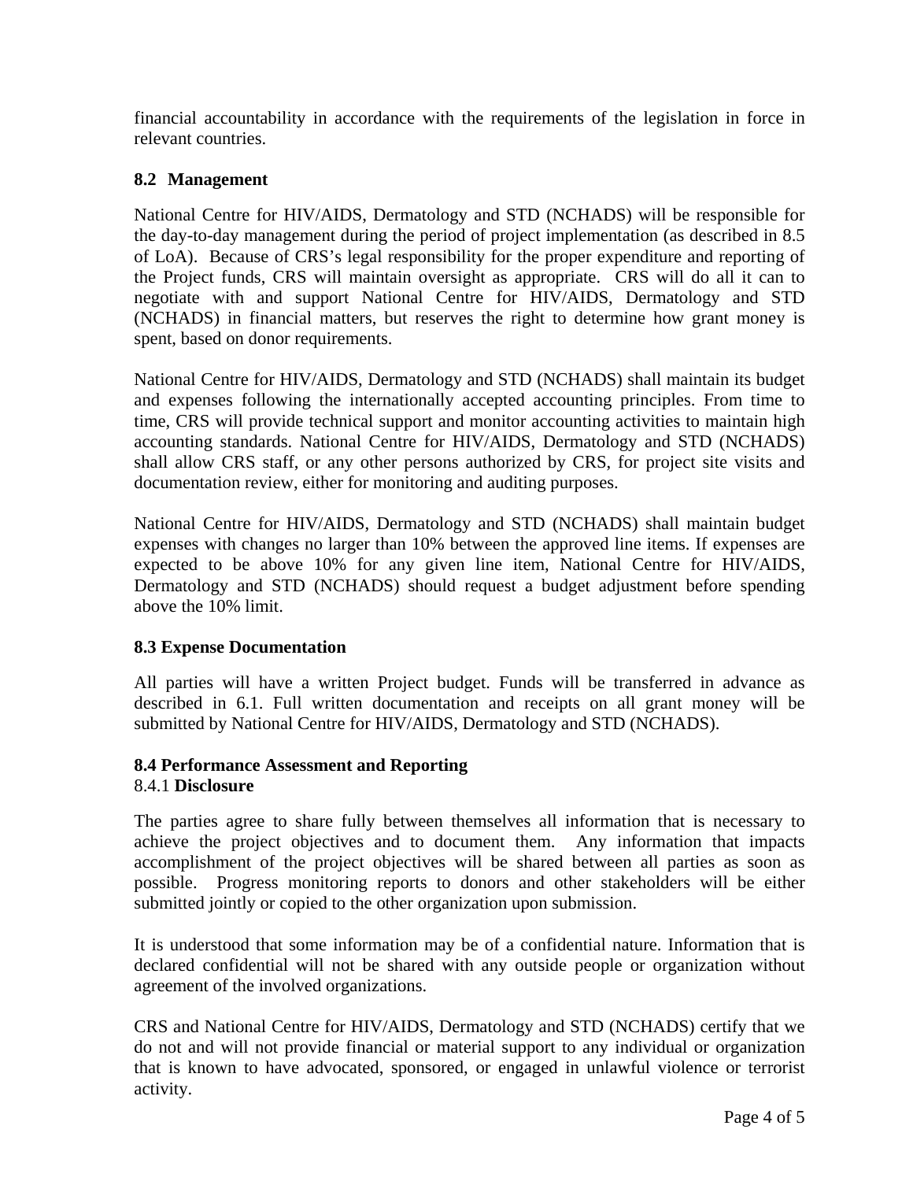financial accountability in accordance with the requirements of the legislation in force in relevant countries.

### 8.2 Management

National Centre for HIV/AIDS, Dermatology and STD (NCHADS) will be responsible for the day-to-day management during the period of project implementation (as described in 8.5 of LoA). Because of CRS's legal responsibility for the proper expenditure and reporting of the Project funds, CRS will maintain oversight as appropriate. CRS will do all it can to negotiate with and support National Centre for HIV/AIDS, Dermatology and STD (NCHADS) in financial matters, but reserves the right to determine how grant money is spent, based on donor requirements.

National Centre for HIV/AIDS, Dermatology and STD (NCHADS) shall maintain its budget and expenses following the internationally accepted accounting principles. From time to time, CRS will provide technical support and monitor accounting activities to maintain high accounting standards. National Centre for HIV/AIDS, Dermatology and STD (NCHADS) shall allow CRS staff, or any other persons authorized by CRS, for project site visits and documentation review, either for monitoring and auditing purposes.

National Centre for HIV/AIDS, Dermatology and STD (NCHADS) shall maintain budget expenses with changes no larger than 10% between the approved line items. If expenses are expected to be above 10% for any given line item, National Centre for HIV/AIDS, Dermatology and STD (NCHADS) should request a budget adjustment before spending above the 10% limit.

### 8.3 Expense Documentation

All parties will have a written Project budget. Funds will be transferred in advance as described in 6.1. Full written documentation and receipts on all grant money will be submitted by National Centre for HIV/AIDS, Dermatology and STD (NCHADS).

### 8.4 Performance Assessment and Reporting

8.4.1 **Disclosure**

The parties agree to share fully between themselves all information that is necessary to achieve the project objectives and to document them. Any information that impacts accomplishment of the project objectives will be shared between all parties as soon as possible. Progress monitoring reports to donors and other stakeholders will be either submitted jointly or copied to the other organization upon submission.

It is understood that some information may be of a confidential nature. Information that is declared confidential will not be shared with any outside people or organization without agreement of the involved organizations.

CRS and National Centre for HIV/AIDS, Dermatology and STD (NCHADS) certify that we do not and will not provide financial or material support to any individual or organization that is known to have advocated, sponsored, or engaged in unlawful violence or terrorist activity.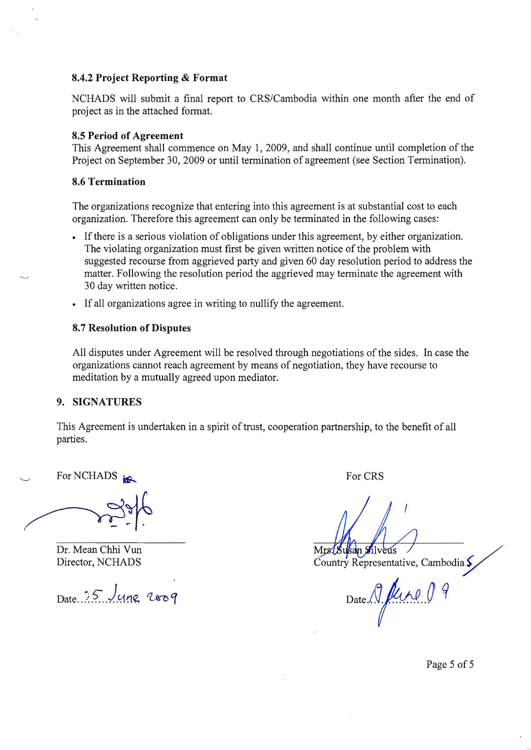#### 8.4.2 Project Reporting & Format

NCHADS will submit a final report to CRS/Cambodia within one month after the end of project as in the attached format.

#### 8.5 Period of Agreement

This Agreement shall commence on May 1, 2009, and shall continue until completion of the Project on September 30, 2009 or until termination of agreement (see Section Termination).

#### 8.6 Termination

The organizations recognize that entering into this agreement is at substantial cost to each organization. Therefore this agreement can only be terminated in the following cases:

- If there is a serious violation of obligations under this agreement, by either organization. The violating organization must first be given written notice of the problem with suggested recourse from aggrieved party and given 60 day resolution period to address the matter. Following the resolution period the aggrieved may terminate the agreement with 30 day written notice.
- If all organizations agree in writing to nullify the agreement.

#### 8.7 Resolution of Disputes

All disputes under Agreement will be resolved through negotiations of the sides. In case the organizations cannot reach agreement by means of negotiation, they have recourse to meditation by a mutually agreed upon mediator.

### 9. SIGNATURES

This Agreement is undertaken in a spirit of trust, cooperation partnership, to the benefit of all parties.

For NCHADS

Dr. Mean Chhi Vun
Director, NCHADS

Date..25 June 2009

For CRS

Mrs. Susan Silveus
Country Representative, Cambodia

Date..19 June 09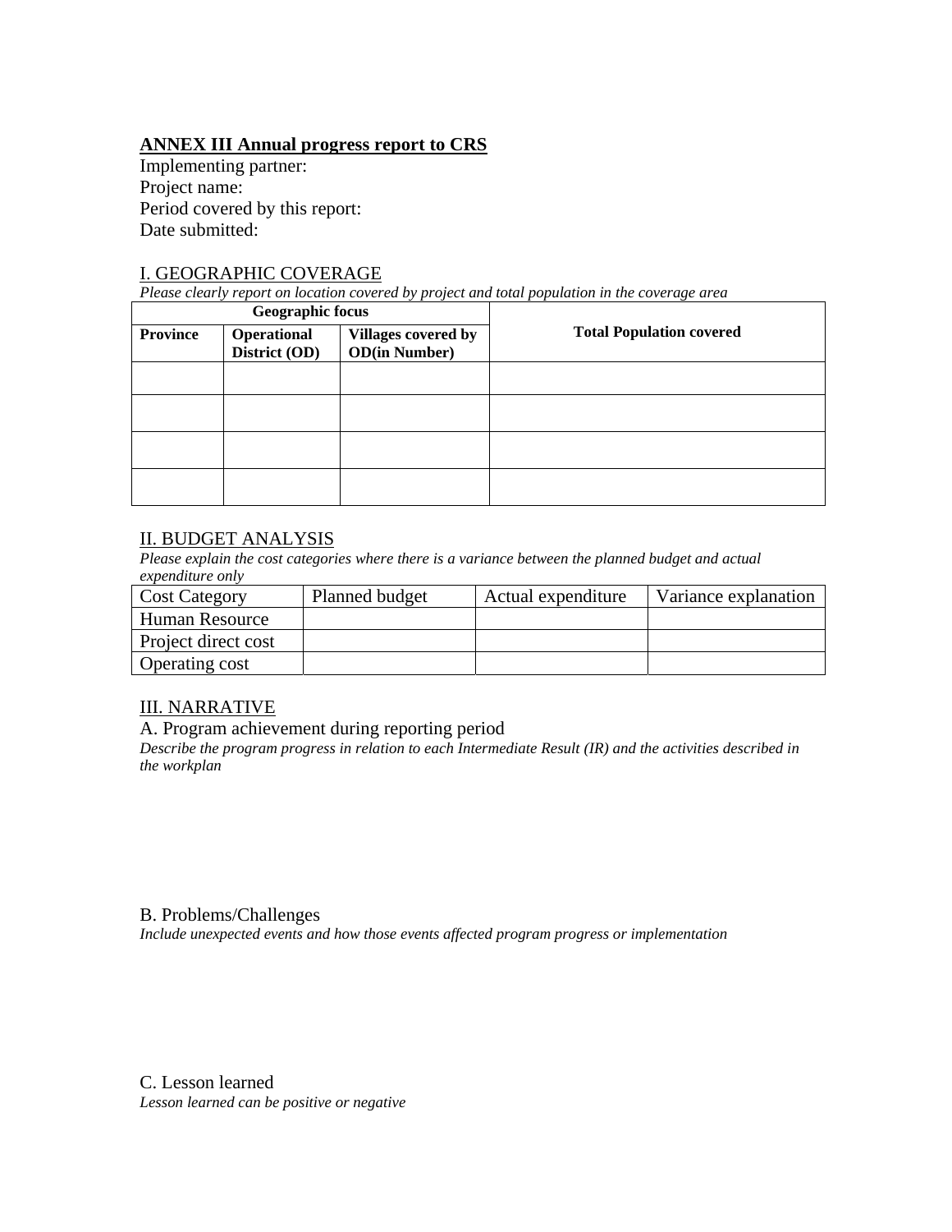## ANNEX III Annual progress report to CRS

Implementing partner:
Project name:
Period covered by this report:
Date submitted:

### I. GEOGRAPHIC COVERAGE

*Please clearly report on location covered by project and total population in the coverage area*

| **Geographic focus** | | | **Total Population covered** |
|---|---|---|---|
| **Province** | **Operational District (OD)** | **Villages covered by OD(in Number)** | |
| | | | |
| | | | |
| | | | |
| | | | |

### II. BUDGET ANALYSIS

*Please explain the cost categories where there is a variance between the planned budget and actual expenditure only*

| Cost Category | Planned budget | Actual expenditure | Variance explanation |
|---|---|---|---|
| Human Resource | | | |
| Project direct cost | | | |
| Operating cost | | | |

### III. NARRATIVE

#### A. Program achievement during reporting period

*Describe the program progress in relation to each Intermediate Result (IR) and the activities described in the workplan*

#### B. Problems/Challenges

*Include unexpected events and how those events affected program progress or implementation*

#### C. Lesson learned

*Lesson learned can be positive or negative*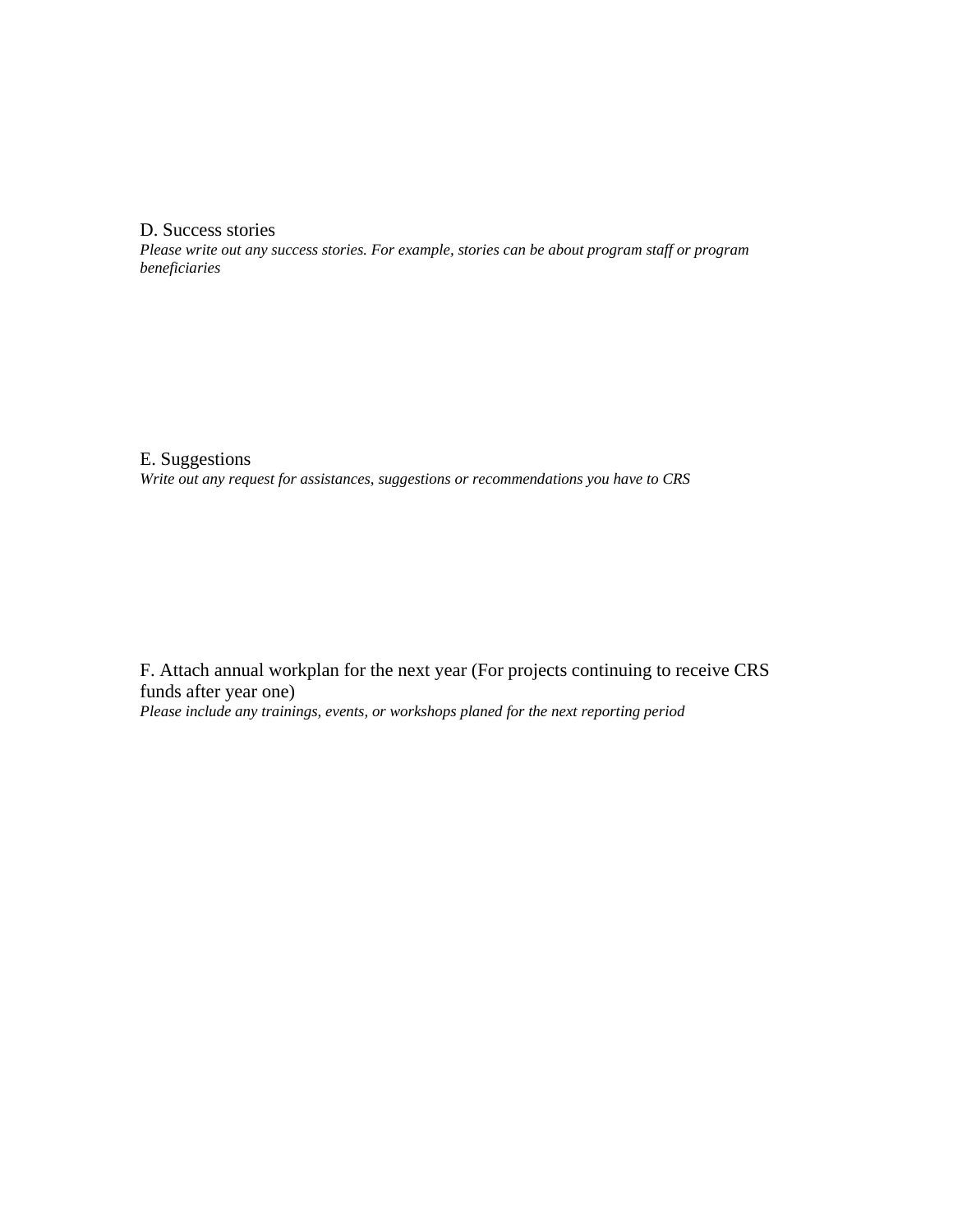## D. Success stories

*Please write out any success stories. For example, stories can be about program staff or program beneficiaries*

## E. Suggestions

*Write out any request for assistances, suggestions or recommendations you have to CRS*

## F. Attach annual workplan for the next year (For projects continuing to receive CRS funds after year one)

*Please include any trainings, events, or workshops planed for the next reporting period*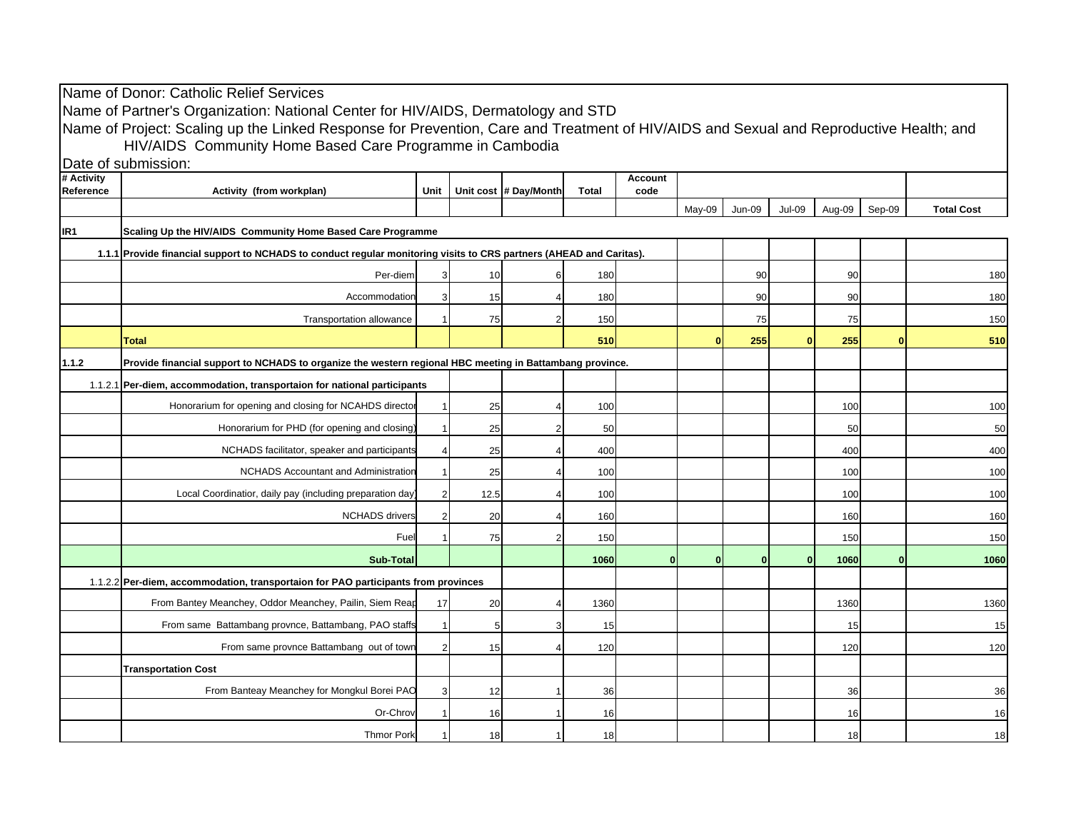Name of Donor: Catholic Relief Services

Name of Partner's Organization: National Center for HIV/AIDS, Dermatology and STD

Name of Project: Scaling up the Linked Response for Prevention, Care and Treatment of HIV/AIDS and Sexual and Reproductive Health; and HIV/AIDS Community Home Based Care Programme in Cambodia

Date of submission:

| # Activity Reference | Activity (from workplan) | Unit | Unit cost | # Day/Month | Total | Account code | May-09 | Jun-09 | Jul-09 | Aug-09 | Sep-09 | Total Cost |
|---|---|---|---|---|---|---|---|---|---|---|---|---|
| **IR1** | **Scaling Up the HIV/AIDS Community Home Based Care Programme** | | | | | | | | | | | |
| 1.1.1 | **Provide financial support to NCHADS to conduct regular monitoring visits to CRS partners (AHEAD and Caritas).** | | | | | | | | | | | |
| | Per-diem | 3 | 10 | 6 | 180 | | | 90 | | 90 | | 180 |
| | Accommodation | 3 | 15 | 4 | 180 | | | 90 | | 90 | | 180 |
| | Transportation allowance | 1 | 75 | 2 | 150 | | | 75 | | 75 | | 150 |
| | **Total** | | | | **510** | | **0** | **255** | **0** | **255** | **0** | **510** |
| **1.1.2** | **Provide financial support to NCHADS to organize the western regional HBC meeting in Battambang province.** | | | | | | | | | | | |
| 1.1.2.1 | **Per-diem, accommodation, transportaion for national participants** | | | | | | | | | | | |
| | Honorarium for opening and closing for NCAHDS director | 1 | 25 | 4 | 100 | | | | | 100 | | 100 |
| | Honorarium for PHD (for opening and closing) | 1 | 25 | 2 | 50 | | | | | 50 | | 50 |
| | NCHADS facilitator, speaker and participants | 4 | 25 | 4 | 400 | | | | | 400 | | 400 |
| | NCHADS Accountant and Administration | 1 | 25 | 4 | 100 | | | | | 100 | | 100 |
| | Local Coordinatior, daily pay (including preparation day) | 2 | 12.5 | 4 | 100 | | | | | 100 | | 100 |
| | NCHADS drivers | 2 | 20 | 4 | 160 | | | | | 160 | | 160 |
| | Fuel | 1 | 75 | 2 | 150 | | | | | 150 | | 150 |
| | **Sub-Total** | | | | **1060** | **0** | **0** | **0** | **0** | **1060** | **0** | **1060** |
| 1.1.2.2 | **Per-diem, accommodation, transportaion for PAO participants from provinces** | | | | | | | | | | | |
| | From Bantey Meanchey, Oddor Meanchey, Pailin, Siem Reap | 17 | 20 | 4 | 1360 | | | | | 1360 | | 1360 |
| | From same Battambang provnce, Battambang, PAO staffs | 1 | 5 | 3 | 15 | | | | | 15 | | 15 |
| | From same provnce Battambang out of town | 2 | 15 | 4 | 120 | | | | | 120 | | 120 |
| | **Transportation Cost** | | | | | | | | | | | |
| | From Banteay Meanchey for Mongkul Borei PAO | 3 | 12 | 1 | 36 | | | | | 36 | | 36 |
| | Or-Chrov | 1 | 16 | 1 | 16 | | | | | 16 | | 16 |
| | Thmor Pork | 1 | 18 | 1 | 18 | | | | | 18 | | 18 |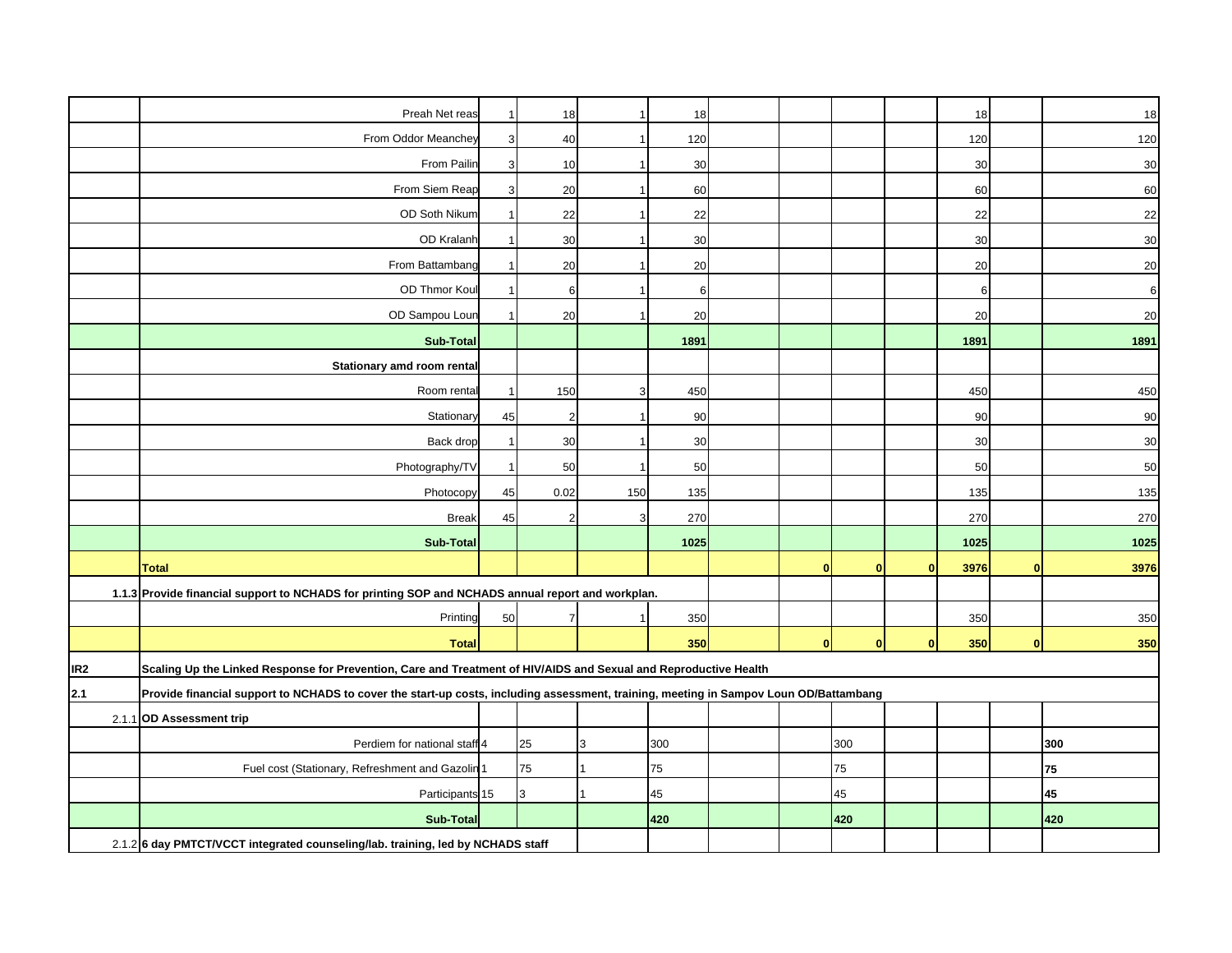| | | | | | | | | | | | | |
|---|---|---|---|---|---|---|---|---|---|---|---|---|
| | Preah Net reas | 1 | 18 | 1 | 18 | | | | | 18 | | 18 |
| | From Oddor Meanchey | 3 | 40 | 1 | 120 | | | | | 120 | | 120 |
| | From Pailin | 3 | 10 | 1 | 30 | | | | | 30 | | 30 |
| | From Siem Reap | 3 | 20 | 1 | 60 | | | | | 60 | | 60 |
| | OD Soth Nikum | 1 | 22 | 1 | 22 | | | | | 22 | | 22 |
| | OD Kralanh | 1 | 30 | 1 | 30 | | | | | 30 | | 30 |
| | From Battambang | 1 | 20 | 1 | 20 | | | | | 20 | | 20 |
| | OD Thmor Koul | 1 | 6 | 1 | 6 | | | | | 6 | | 6 |
| | OD Sampou Loun | 1 | 20 | 1 | 20 | | | | | 20 | | 20 |
| | **Sub-Total** | | | | **1891** | | | | | **1891** | | **1891** |
| | **Stationary amd room rental** | | | | | | | | | | | |
| | Room rental | 1 | 150 | 3 | 450 | | | | | 450 | | 450 |
| | Stationary | 45 | 2 | 1 | 90 | | | | | 90 | | 90 |
| | Back drop | 1 | 30 | 1 | 30 | | | | | 30 | | 30 |
| | Photography/TV | 1 | 50 | 1 | 50 | | | | | 50 | | 50 |
| | Photocopy | 45 | 0.02 | 150 | 135 | | | | | 135 | | 135 |
| | Break | 45 | 2 | 3 | 270 | | | | | 270 | | 270 |
| | **Sub-Total** | | | | **1025** | | | | | **1025** | | **1025** |
| | **Total** | | | | | | **0** | **0** | **0** | **3976** | **0** | **3976** |
| 1.1.3 | **Provide financial support to NCHADS for printing SOP and NCHADS annual report and workplan.** | | | | | | | | | | | |
| | Printing | 50 | 7 | 1 | 350 | | | | | 350 | | 350 |
| | **Total** | | | | **350** | | **0** | **0** | **0** | **350** | **0** | **350** |
| **IR2** | **Scaling Up the Linked Response for Prevention, Care and Treatment of HIV/AIDS and Sexual and Reproductive Health** | | | | | | | | | | | |
| **2.1** | **Provide financial support to NCHADS to cover the start-up costs, including assessment, training, meeting in Sampov Loun OD/Battambang** | | | | | | | | | | | |
| 2.1.1 | **OD Assessment trip** | | | | | | | | | | | |
| | Perdiem for national staff | 4 | 25 | 3 | 300 | | | 300 | | | | **300** |
| | Fuel cost (Stationary, Refreshment and Gazolin | 1 | 75 | 1 | 75 | | | 75 | | | | **75** |
| | Participants | 15 | 3 | 1 | 45 | | | 45 | | | | **45** |
| | **Sub-Total** | | | | **420** | | | **420** | | | | **420** |
| 2.1.2 | **6 day PMTCT/VCCT integrated counseling/lab. training, led by NCHADS staff** | | | | | | | | | | | |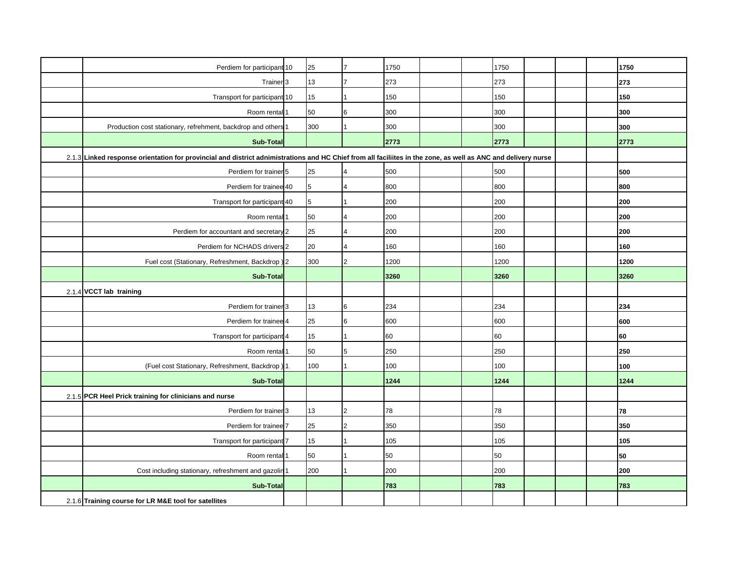| | | | | | | | | | | | | |
|---|---|---|---|---|---|---|---|---|---|---|---|---|
| | Perdiem for participant | 10 | 25 | 7 | 1750 | | | 1750 | | | | **1750** |
| | Trainer | 3 | 13 | 7 | 273 | | | 273 | | | | **273** |
| | Transport for participant | 10 | 15 | 1 | 150 | | | 150 | | | | **150** |
| | Room rental | 1 | 50 | 6 | 300 | | | 300 | | | | **300** |
| | Production cost stationary, refrehment, backdrop and others | 1 | 300 | 1 | 300 | | | 300 | | | | **300** |
| | **Sub-Total** | | | | **2773** | | | **2773** | | | | **2773** |
| 2.1.3 | **Linked response orientation for provincial and district adnimistrations and HC Chief from all faciliites in the zone, as well as ANC and delivery nurse** | | | | | | | | | | | |
| | Perdiem for trainer | 5 | 25 | 4 | 500 | | | 500 | | | | **500** |
| | Perdiem for trainee | 40 | 5 | 4 | 800 | | | 800 | | | | **800** |
| | Transport for participant | 40 | 5 | 1 | 200 | | | 200 | | | | **200** |
| | Room rental | 1 | 50 | 4 | 200 | | | 200 | | | | **200** |
| | Perdiem for accountant and secretary | 2 | 25 | 4 | 200 | | | 200 | | | | **200** |
| | Perdiem for NCHADS drivers | 2 | 20 | 4 | 160 | | | 160 | | | | **160** |
| | Fuel cost (Stationary, Refreshment, Backdrop ) | 2 | 300 | 2 | 1200 | | | 1200 | | | | **1200** |
| | **Sub-Total** | | | | **3260** | | | **3260** | | | | **3260** |
| 2.1.4 | **VCCT lab training** | | | | | | | | | | | |
| | Perdiem for trainer | 3 | 13 | 6 | 234 | | | 234 | | | | **234** |
| | Perdiem for trainee | 4 | 25 | 6 | 600 | | | 600 | | | | **600** |
| | Transport for participant | 4 | 15 | 1 | 60 | | | 60 | | | | **60** |
| | Room rental | 1 | 50 | 5 | 250 | | | 250 | | | | **250** |
| | (Fuel cost Stationary, Refreshment, Backdrop ) | 1 | 100 | 1 | 100 | | | 100 | | | | **100** |
| | **Sub-Total** | | | | **1244** | | | **1244** | | | | **1244** |
| 2.1.5 | **PCR Heel Prick training for clinicians and nurse** | | | | | | | | | | | |
| | Perdiem for trainer | 3 | 13 | 2 | 78 | | | 78 | | | | **78** |
| | Perdiem for trainee | 7 | 25 | 2 | 350 | | | 350 | | | | **350** |
| | Transport for participant | 7 | 15 | 1 | 105 | | | 105 | | | | **105** |
| | Room rental | 1 | 50 | 1 | 50 | | | 50 | | | | **50** |
| | Cost including stationary, refreshment and gazolin | 1 | 200 | 1 | 200 | | | 200 | | | | **200** |
| | **Sub-Total** | | | | **783** | | | **783** | | | | **783** |
| 2.1.6 | **Training course for LR M&E tool for satellites** | | | | | | | | | | | |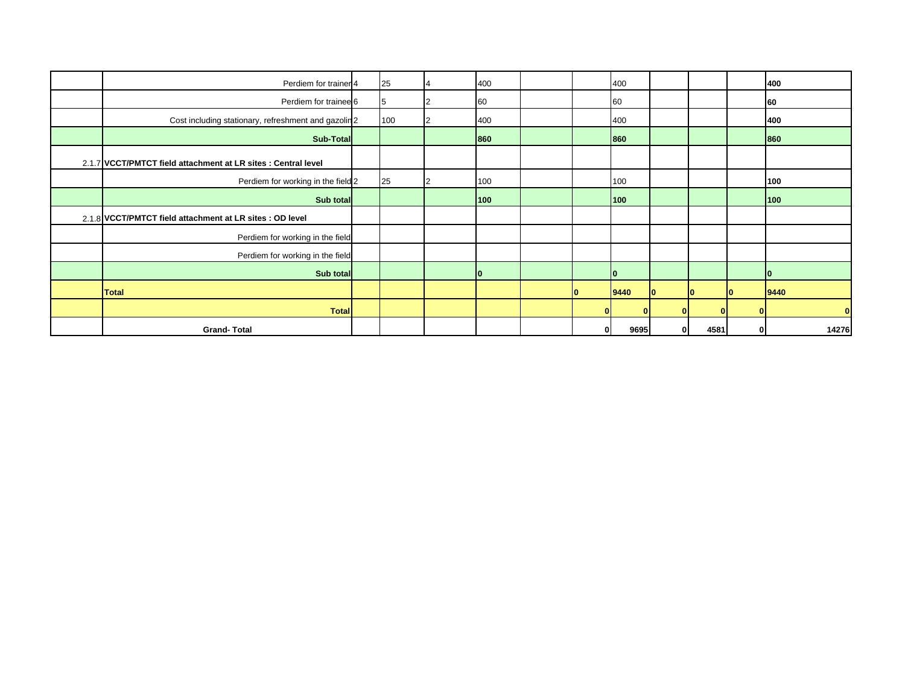| | | | | | | | | | | | | |
|---|---|---|---|---|---|---|---|---|---|---|---|---|
| | Perdiem for trainer | 4 | 25 | 4 | 400 | | | 400 | | | | **400** |
| | Perdiem for trainee | 6 | 5 | 2 | 60 | | | 60 | | | | **60** |
| | Cost including stationary, refreshment and gazolin | 2 | 100 | 2 | 400 | | | 400 | | | | **400** |
| | **Sub-Total** | | | | **860** | | | **860** | | | | **860** |
| 2.1.7 | **VCCT/PMTCT field attachment at LR sites : Central level** | | | | | | | | | | | |
| | Perdiem for working in the field | 2 | 25 | 2 | 100 | | | 100 | | | | **100** |
| | **Sub total** | | | | **100** | | | **100** | | | | **100** |
| 2.1.8 | **VCCT/PMTCT field attachment at LR sites : OD level** | | | | | | | | | | | |
| | Perdiem for working in the field | | | | | | | | | | | |
| | Perdiem for working in the field | | | | | | | | | | | |
| | **Sub total** | | | | **0** | | | **0** | | | | **0** |
| | **Total** | | | | | | **0** | **9440** | **0** | **0** | **0** | **9440** |
| | **Total** | | | | | | **0** | **0** | **0** | **0** | **0** | **0** |
| | **Grand- Total** | | | | | | **0** | **9695** | **0** | **4581** | **0** | **14276** |